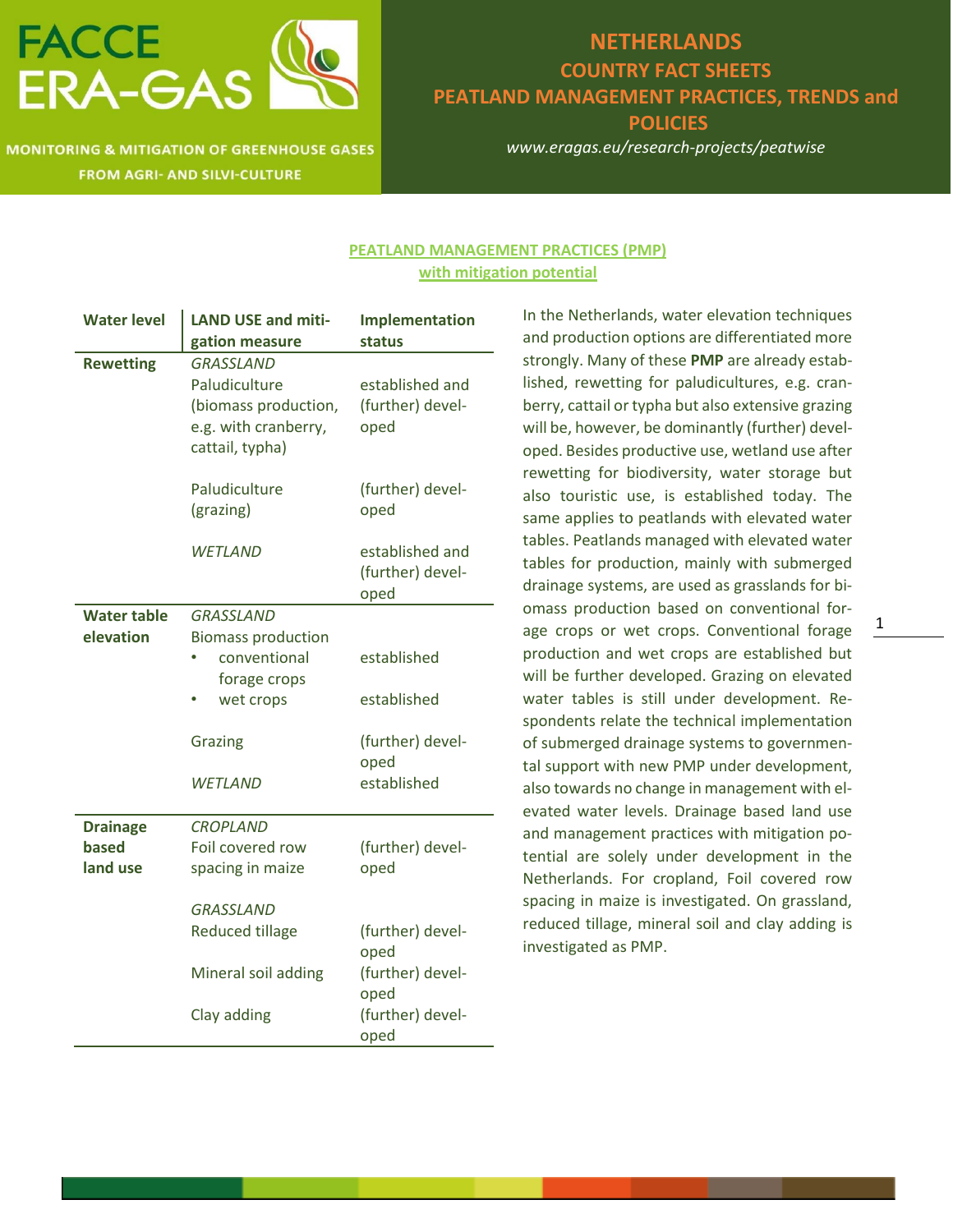# FACCE ERA-GAS

MONITORING & MITIGATION OF GREENHOUSE GASES FROM AGRI- AND SILVI-CULTURE

## NETHERLANDS
## COUNTRY FACT SHEETS
## PEATLAND MANAGEMENT PRACTICES, TRENDS and POLICIES

*www.eragas.eu/research-projects/peatwise*

### PEATLAND MANAGEMENT PRACTICES (PMP) with mitigation potential

| Water level | LAND USE and mitigation measure | Implementation status |
|---|---|---|
| **Rewetting** | *GRASSLAND* | |
| | Paludiculture (biomass production, e.g. with cranberry, cattail, typha) | established and (further) developed |
| | Paludiculture (grazing) | (further) developed |
| | *WETLAND* | established and (further) developed |
| **Water table elevation** | *GRASSLAND* | |
| | Biomass production | |
| | • conventional forage crops | established |
| | • wet crops | established |
| | Grazing | (further) developed |
| | *WETLAND* | established |
| **Drainage based land use** | *CROPLAND* | |
| | Foil covered row spacing in maize | (further) developed |
| | *GRASSLAND* | |
| | Reduced tillage | (further) developed |
| | Mineral soil adding | (further) developed |
| | Clay adding | (further) developed |

In the Netherlands, water elevation techniques and production options are differentiated more strongly. Many of these **PMP** are already established, rewetting for paludicultures, e.g. cranberry, cattail or typha but also extensive grazing will be, however, be dominantly (further) developed. Besides productive use, wetland use after rewetting for biodiversity, water storage but also touristic use, is established today. The same applies to peatlands with elevated water tables. Peatlands managed with elevated water tables for production, mainly with submerged drainage systems, are used as grasslands for biomass production based on conventional forage crops or wet crops. Conventional forage production and wet crops are established but will be further developed. Grazing on elevated water tables is still under development. Respondents relate the technical implementation of submerged drainage systems to governmental support with new PMP under development, also towards no change in management with elevated water levels. Drainage based land use and management practices with mitigation potential are solely under development in the Netherlands. For cropland, Foil covered row spacing in maize is investigated. On grassland, reduced tillage, mineral soil and clay adding is investigated as PMP.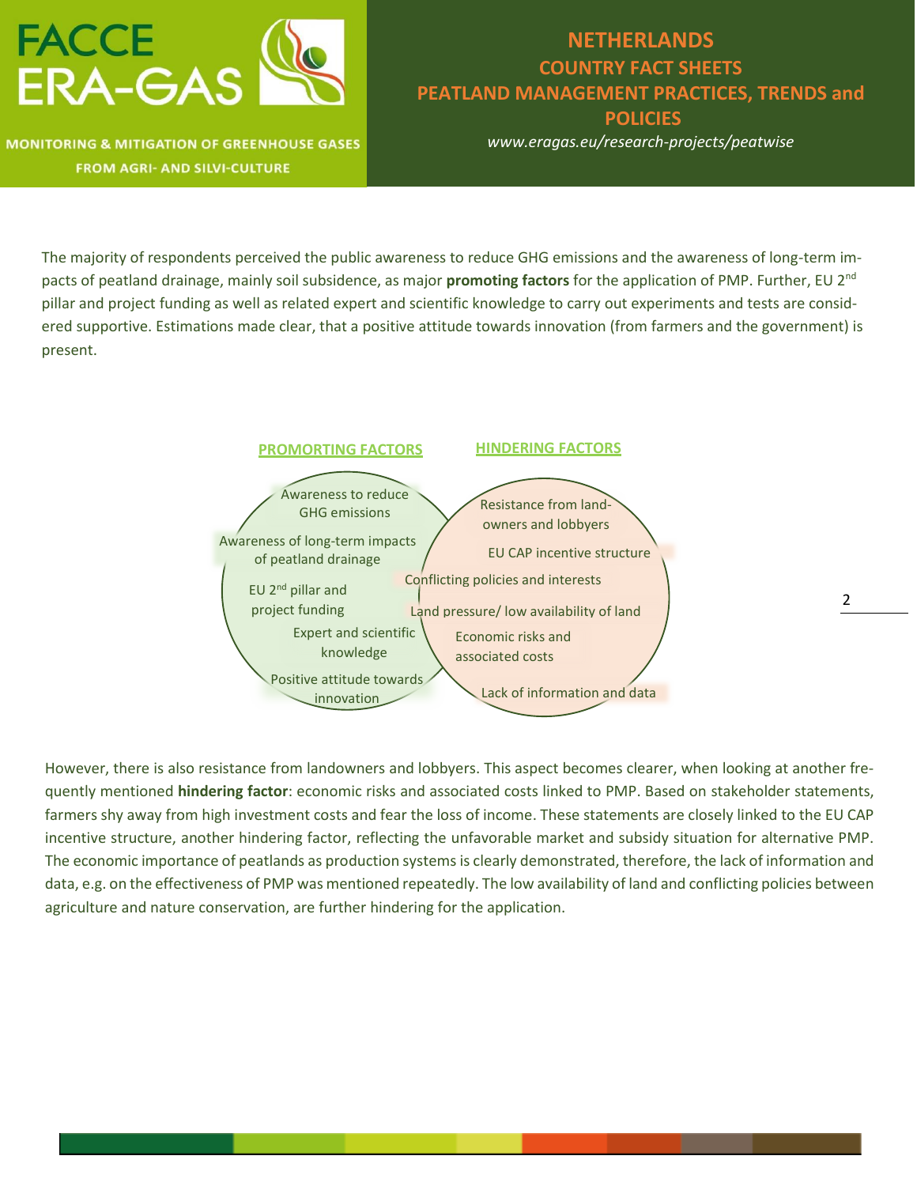The majority of respondents perceived the public awareness to reduce GHG emissions and the awareness of long-term impacts of peatland drainage, mainly soil subsidence, as major **promoting factors** for the application of PMP. Further, EU 2nd pillar and project funding as well as related expert and scientific knowledge to carry out experiments and tests are considered supportive. Estimations made clear, that a positive attitude towards innovation (from farmers and the government) is present.

**PROMORTING FACTORS**

- Awareness to reduce GHG emissions
- Awareness of long-term impacts of peatland drainage
- EU 2nd pillar and project funding
- Expert and scientific knowledge
- Positive attitude towards innovation

**HINDERING FACTORS**

- Resistance from land-owners and lobbyers
- EU CAP incentive structure
- Conflicting policies and interests
- Land pressure/ low availability of land
- Economic risks and associated costs
- Lack of information and data

However, there is also resistance from landowners and lobbyers. This aspect becomes clearer, when looking at another frequently mentioned **hindering factor**: economic risks and associated costs linked to PMP. Based on stakeholder statements, farmers shy away from high investment costs and fear the loss of income. These statements are closely linked to the EU CAP incentive structure, another hindering factor, reflecting the unfavorable market and subsidy situation for alternative PMP. The economic importance of peatlands as production systems is clearly demonstrated, therefore, the lack of information and data, e.g. on the effectiveness of PMP was mentioned repeatedly. The low availability of land and conflicting policies between agriculture and nature conservation, are further hindering for the application.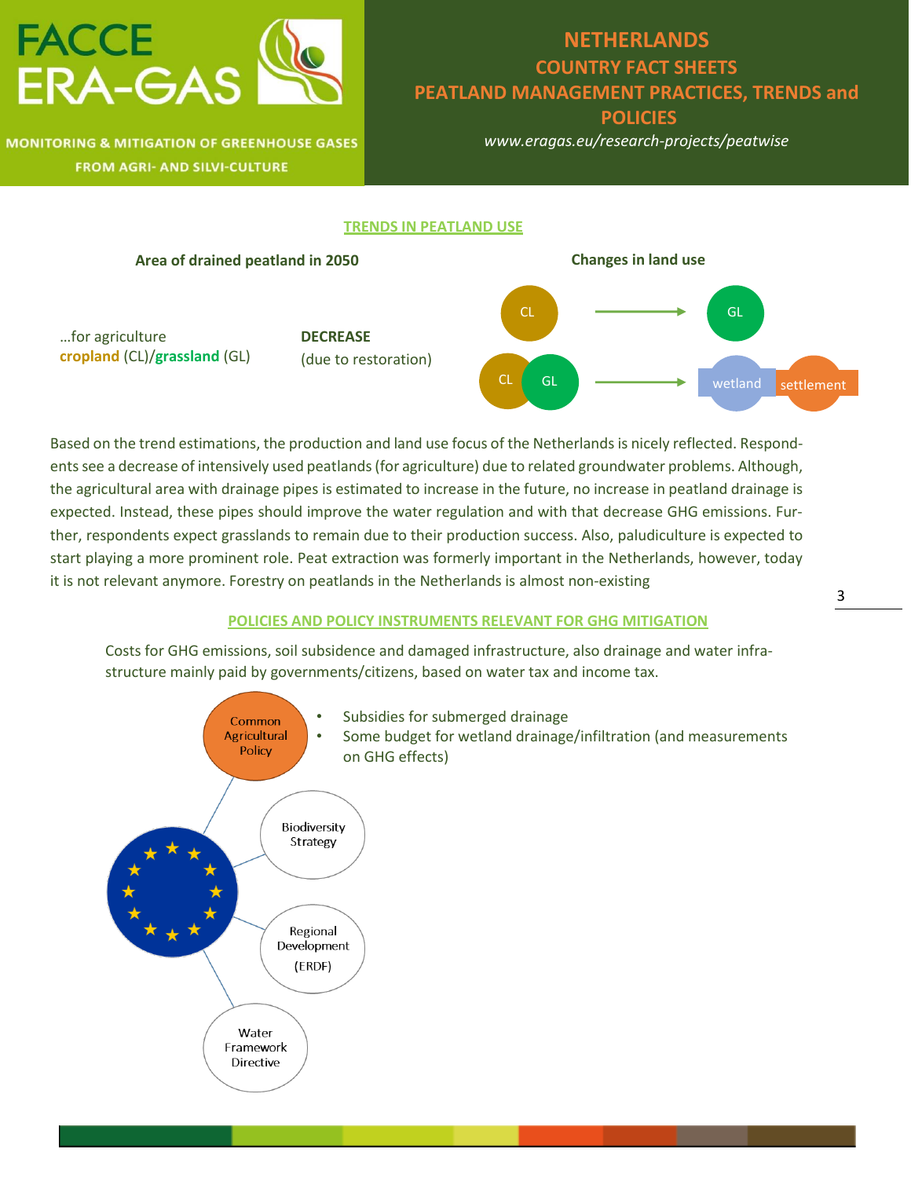# NETHERLANDS
## COUNTRY FACT SHEETS
## PEATLAND MANAGEMENT PRACTICES, TRENDS and POLICIES

*www.eragas.eu/research-projects/peatwise*

FACCE ERA-GAS

MONITORING & MITIGATION OF GREENHOUSE GASES FROM AGRI- AND SILVI-CULTURE

### TRENDS IN PEATLAND USE

**Area of drained peatland in 2050**

…for agriculture **cropland** (CL)/**grassland** (GL) — **DECREASE** (due to restoration)

**Changes in land use**

- CL → GL
- CL, GL → wetland, settlement

Based on the trend estimations, the production and land use focus of the Netherlands is nicely reflected. Respondents see a decrease of intensively used peatlands (for agriculture) due to related groundwater problems. Although, the agricultural area with drainage pipes is estimated to increase in the future, no increase in peatland drainage is expected. Instead, these pipes should improve the water regulation and with that decrease GHG emissions. Further, respondents expect grasslands to remain due to their production success. Also, paludiculture is expected to start playing a more prominent role. Peat extraction was formerly important in the Netherlands, however, today it is not relevant anymore. Forestry on peatlands in the Netherlands is almost non-existing

### POLICIES AND POLICY INSTRUMENTS RELEVANT FOR GHG MITIGATION

Costs for GHG emissions, soil subsidence and damaged infrastructure, also drainage and water infrastructure mainly paid by governments/citizens, based on water tax and income tax.

**Common Agricultural Policy**
- Subsidies for submerged drainage
- Some budget for wetland drainage/infiltration (and measurements on GHG effects)

**Biodiversity Strategy**

**Regional Development (ERDF)**

**Water Framework Directive**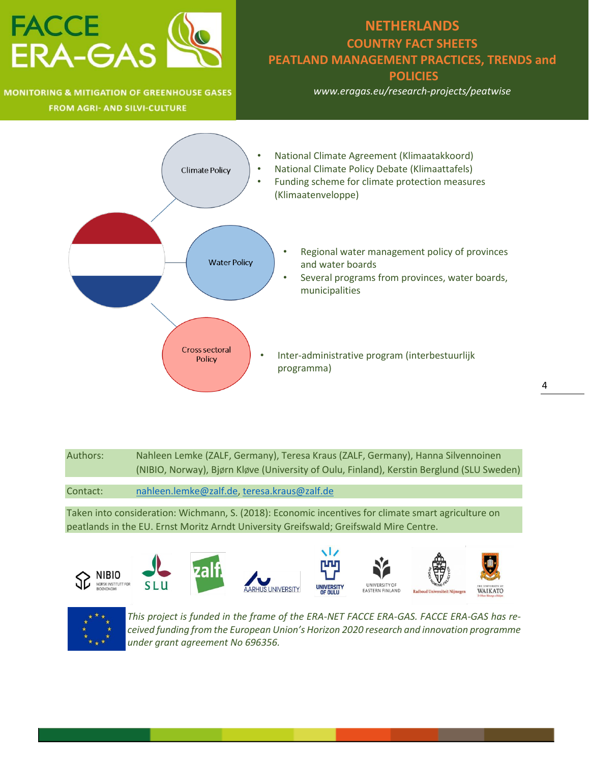# NETHERLANDS

## COUNTRY FACT SHEETS

## PEATLAND MANAGEMENT PRACTICES, TRENDS and POLICIES

*www.eragas.eu/research-projects/peatwise*

MONITORING & MITIGATION OF GREENHOUSE GASES FROM AGRI- AND SILVI-CULTURE

**Climate Policy**

- National Climate Agreement (Klimaatakkoord)
- National Climate Policy Debate (Klimaattafels)
- Funding scheme for climate protection measures (Klimaatenveloppe)

**Water Policy**

- Regional water management policy of provinces and water boards
- Several programs from provinces, water boards, municipalities

**Cross sectoral Policy**

- Inter-administrative program (interbestuurlijk programma)

| | |
|---|---|
| Authors: | Nahleen Lemke (ZALF, Germany), Teresa Kraus (ZALF, Germany), Hanna Silvennoinen (NIBIO, Norway), Bjørn Kløve (University of Oulu, Finland), Kerstin Berglund (SLU Sweden) |
| Contact: | nahleen.lemke@zalf.de, teresa.kraus@zalf.de |

Taken into consideration: Wichmann, S. (2018): Economic incentives for climate smart agriculture on peatlands in the EU. Ernst Moritz Arndt University Greifswald; Greifswald Mire Centre.

*This project is funded in the frame of the ERA-NET FACCE ERA-GAS. FACCE ERA-GAS has received funding from the European Union's Horizon 2020 research and innovation programme under grant agreement No 696356.*